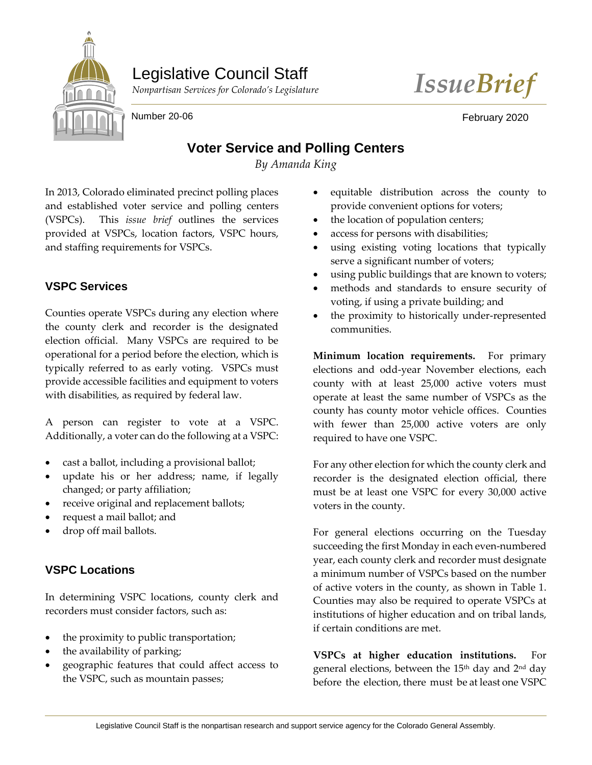Legislative Council Staff

*Nonpartisan Services for Colorado's Legislature*

*IssueBrief*

Number 20-06

February 2020

# Voter Service and Polling Centers

*By Amanda King*

In 2013, Colorado eliminated precinct polling places and established voter service and polling centers (VSPCs). This *issue brief* outlines the services provided at VSPCs, location factors, VSPC hours, and staffing requirements for VSPCs.

## VSPC Services

Counties operate VSPCs during any election where the county clerk and recorder is the designated election official. Many VSPCs are required to be operational for a period before the election, which is typically referred to as early voting. VSPCs must provide accessible facilities and equipment to voters with disabilities, as required by federal law.

A person can register to vote at a VSPC. Additionally, a voter can do the following at a VSPC:

- cast a ballot, including a provisional ballot;
- update his or her address; name, if legally changed; or party affiliation;
- receive original and replacement ballots;
- request a mail ballot; and
- drop off mail ballots.

## VSPC Locations

In determining VSPC locations, county clerk and recorders must consider factors, such as:

- the proximity to public transportation;
- the availability of parking;
- geographic features that could affect access to the VSPC, such as mountain passes;
- equitable distribution across the county to provide convenient options for voters;
- the location of population centers;
- access for persons with disabilities;
- using existing voting locations that typically serve a significant number of voters;
- using public buildings that are known to voters;
- methods and standards to ensure security of voting, if using a private building; and
- the proximity to historically under-represented communities.

**Minimum location requirements.** For primary elections and odd-year November elections, each county with at least 25,000 active voters must operate at least the same number of VSPCs as the county has county motor vehicle offices. Counties with fewer than 25,000 active voters are only required to have one VSPC.

For any other election for which the county clerk and recorder is the designated election official, there must be at least one VSPC for every 30,000 active voters in the county.

For general elections occurring on the Tuesday succeeding the first Monday in each even-numbered year, each county clerk and recorder must designate a minimum number of VSPCs based on the number of active voters in the county, as shown in Table 1. Counties may also be required to operate VSPCs at institutions of higher education and on tribal lands, if certain conditions are met.

**VSPCs at higher education institutions.** For general elections, between the 15th day and 2nd day before the election, there must be at least one VSPC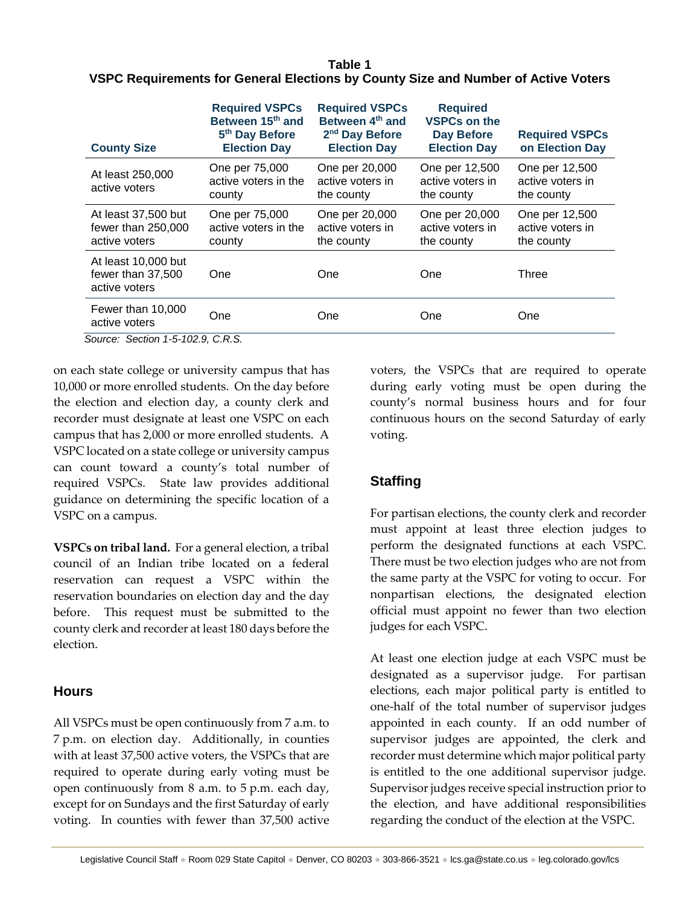**Table 1**
**VSPC Requirements for General Elections by County Size and Number of Active Voters**

| County Size | Required VSPCs Between 15th and 5th Day Before Election Day | Required VSPCs Between 4th and 2nd Day Before Election Day | Required VSPCs on the Day Before Election Day | Required VSPCs on Election Day |
|---|---|---|---|---|
| At least 250,000 active voters | One per 75,000 active voters in the county | One per 20,000 active voters in the county | One per 12,500 active voters in the county | One per 12,500 active voters in the county |
| At least 37,500 but fewer than 250,000 active voters | One per 75,000 active voters in the county | One per 20,000 active voters in the county | One per 20,000 active voters in the county | One per 12,500 active voters in the county |
| At least 10,000 but fewer than 37,500 active voters | One | One | One | Three |
| Fewer than 10,000 active voters | One | One | One | One |

*Source: Section 1-5-102.9, C.R.S.*

on each state college or university campus that has 10,000 or more enrolled students. On the day before the election and election day, a county clerk and recorder must designate at least one VSPC on each campus that has 2,000 or more enrolled students. A VSPC located on a state college or university campus can count toward a county's total number of required VSPCs. State law provides additional guidance on determining the specific location of a VSPC on a campus.

**VSPCs on tribal land.** For a general election, a tribal council of an Indian tribe located on a federal reservation can request a VSPC within the reservation boundaries on election day and the day before. This request must be submitted to the county clerk and recorder at least 180 days before the election.

## Hours

All VSPCs must be open continuously from 7 a.m. to 7 p.m. on election day. Additionally, in counties with at least 37,500 active voters, the VSPCs that are required to operate during early voting must be open continuously from 8 a.m. to 5 p.m. each day, except for on Sundays and the first Saturday of early voting. In counties with fewer than 37,500 active voters, the VSPCs that are required to operate during early voting must be open during the county's normal business hours and for four continuous hours on the second Saturday of early voting.

## Staffing

For partisan elections, the county clerk and recorder must appoint at least three election judges to perform the designated functions at each VSPC. There must be two election judges who are not from the same party at the VSPC for voting to occur. For nonpartisan elections, the designated election official must appoint no fewer than two election judges for each VSPC.

At least one election judge at each VSPC must be designated as a supervisor judge. For partisan elections, each major political party is entitled to one-half of the total number of supervisor judges appointed in each county. If an odd number of supervisor judges are appointed, the clerk and recorder must determine which major political party is entitled to the one additional supervisor judge. Supervisor judges receive special instruction prior to the election, and have additional responsibilities regarding the conduct of the election at the VSPC.